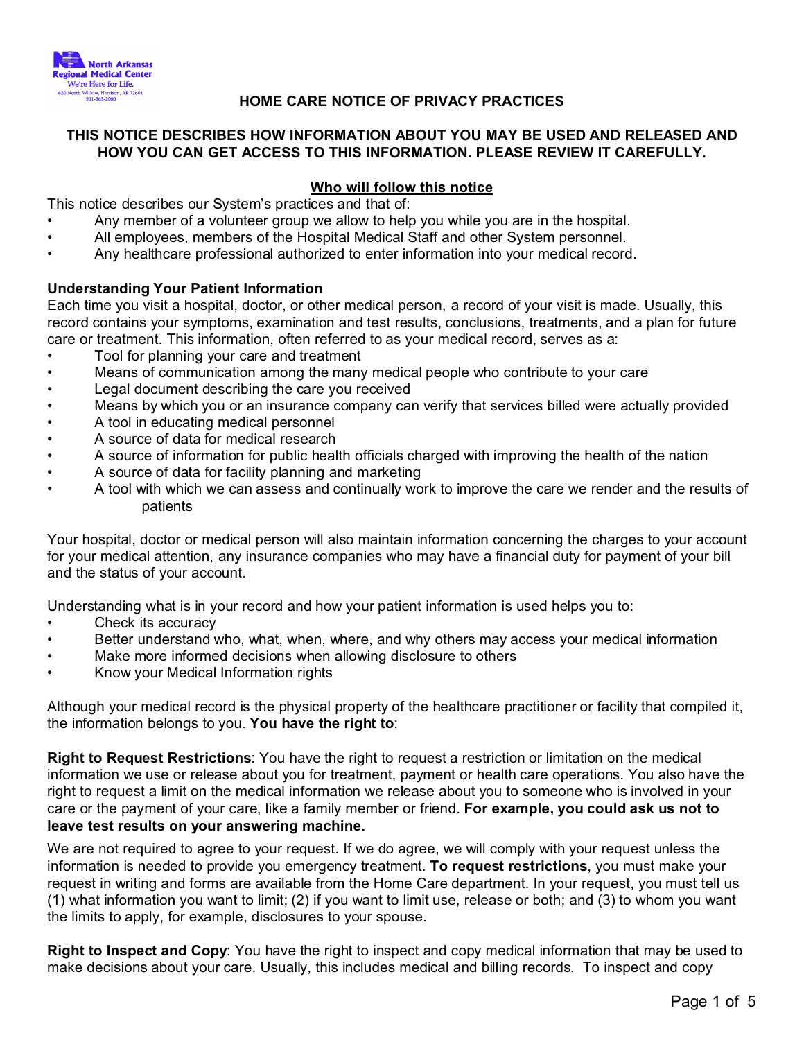North Arkansas Regional Medical Center
We're Here for Life.
620 North Willow, Harrison, AR 72601
501-365-2000

# HOME CARE NOTICE OF PRIVACY PRACTICES

**THIS NOTICE DESCRIBES HOW INFORMATION ABOUT YOU MAY BE USED AND RELEASED AND HOW YOU CAN GET ACCESS TO THIS INFORMATION. PLEASE REVIEW IT CAREFULLY.**

## Who will follow this notice

This notice describes our System's practices and that of:

- Any member of a volunteer group we allow to help you while you are in the hospital.
- All employees, members of the Hospital Medical Staff and other System personnel.
- Any healthcare professional authorized to enter information into your medical record.

### Understanding Your Patient Information

Each time you visit a hospital, doctor, or other medical person, a record of your visit is made. Usually, this record contains your symptoms, examination and test results, conclusions, treatments, and a plan for future care or treatment. This information, often referred to as your medical record, serves as a:

- Tool for planning your care and treatment
- Means of communication among the many medical people who contribute to your care
- Legal document describing the care you received
- Means by which you or an insurance company can verify that services billed were actually provided
- A tool in educating medical personnel
- A source of data for medical research
- A source of information for public health officials charged with improving the health of the nation
- A source of data for facility planning and marketing
- A tool with which we can assess and continually work to improve the care we render and the results of patients

Your hospital, doctor or medical person will also maintain information concerning the charges to your account for your medical attention, any insurance companies who may have a financial duty for payment of your bill and the status of your account.

Understanding what is in your record and how your patient information is used helps you to:

- Check its accuracy
- Better understand who, what, when, where, and why others may access your medical information
- Make more informed decisions when allowing disclosure to others
- Know your Medical Information rights

Although your medical record is the physical property of the healthcare practitioner or facility that compiled it, the information belongs to you. **You have the right to**:

**Right to Request Restrictions**: You have the right to request a restriction or limitation on the medical information we use or release about you for treatment, payment or health care operations. You also have the right to request a limit on the medical information we release about you to someone who is involved in your care or the payment of your care, like a family member or friend. **For example, you could ask us not to leave test results on your answering machine.**

We are not required to agree to your request. If we do agree, we will comply with your request unless the information is needed to provide you emergency treatment. **To request restrictions**, you must make your request in writing and forms are available from the Home Care department. In your request, you must tell us (1) what information you want to limit; (2) if you want to limit use, release or both; and (3) to whom you want the limits to apply, for example, disclosures to your spouse.

**Right to Inspect and Copy**: You have the right to inspect and copy medical information that may be used to make decisions about your care. Usually, this includes medical and billing records. To inspect and copy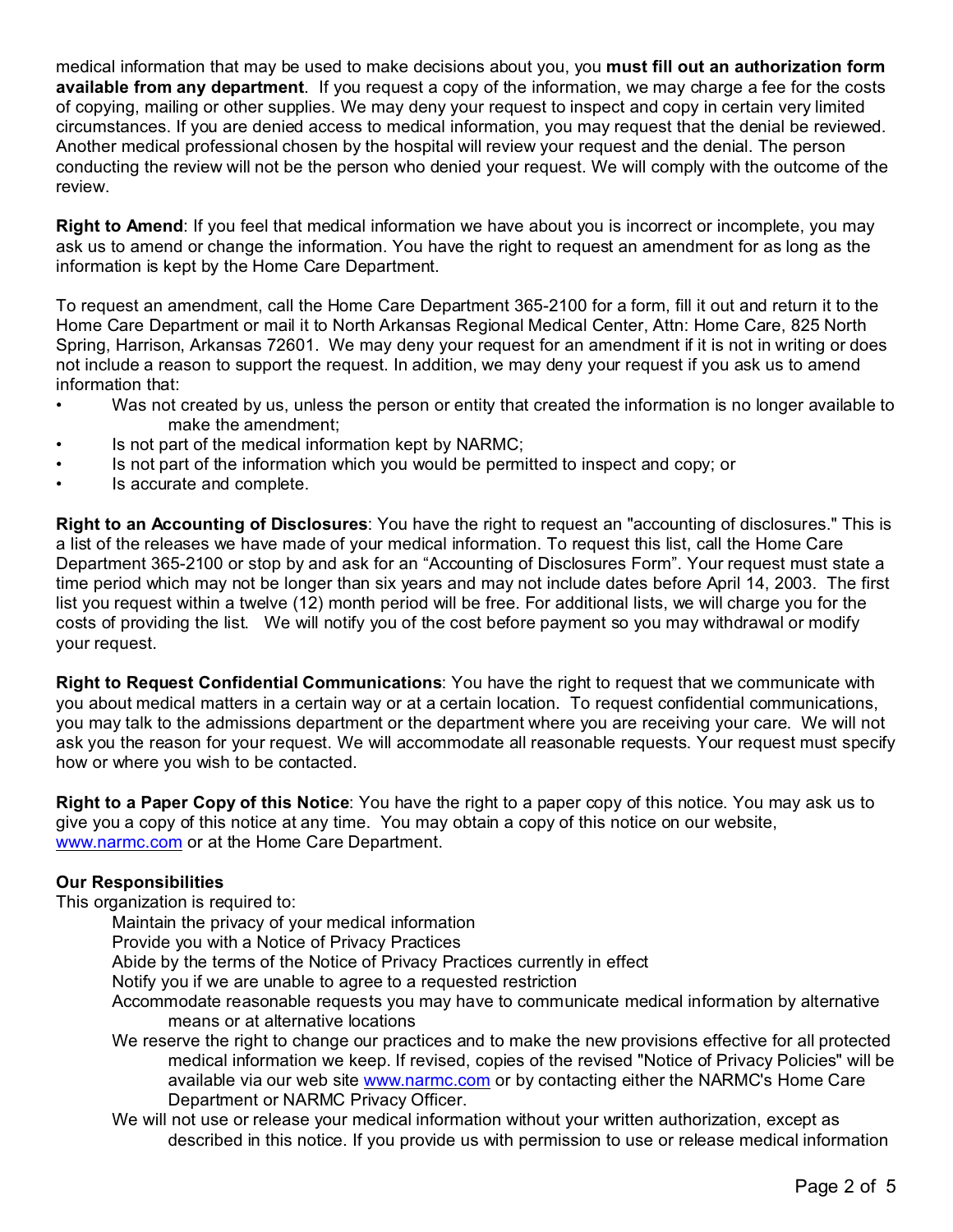medical information that may be used to make decisions about you, you **must fill out an authorization form available from any department**. If you request a copy of the information, we may charge a fee for the costs of copying, mailing or other supplies. We may deny your request to inspect and copy in certain very limited circumstances. If you are denied access to medical information, you may request that the denial be reviewed. Another medical professional chosen by the hospital will review your request and the denial. The person conducting the review will not be the person who denied your request. We will comply with the outcome of the review.

**Right to Amend**: If you feel that medical information we have about you is incorrect or incomplete, you may ask us to amend or change the information. You have the right to request an amendment for as long as the information is kept by the Home Care Department.

To request an amendment, call the Home Care Department 365-2100 for a form, fill it out and return it to the Home Care Department or mail it to North Arkansas Regional Medical Center, Attn: Home Care, 825 North Spring, Harrison, Arkansas 72601. We may deny your request for an amendment if it is not in writing or does not include a reason to support the request. In addition, we may deny your request if you ask us to amend information that:

- Was not created by us, unless the person or entity that created the information is no longer available to make the amendment;
- Is not part of the medical information kept by NARMC;
- Is not part of the information which you would be permitted to inspect and copy; or
- Is accurate and complete.

**Right to an Accounting of Disclosures**: You have the right to request an "accounting of disclosures." This is a list of the releases we have made of your medical information. To request this list, call the Home Care Department 365-2100 or stop by and ask for an "Accounting of Disclosures Form". Your request must state a time period which may not be longer than six years and may not include dates before April 14, 2003. The first list you request within a twelve (12) month period will be free. For additional lists, we will charge you for the costs of providing the list. We will notify you of the cost before payment so you may withdrawal or modify your request.

**Right to Request Confidential Communications**: You have the right to request that we communicate with you about medical matters in a certain way or at a certain location. To request confidential communications, you may talk to the admissions department or the department where you are receiving your care. We will not ask you the reason for your request. We will accommodate all reasonable requests. Your request must specify how or where you wish to be contacted.

**Right to a Paper Copy of this Notice**: You have the right to a paper copy of this notice. You may ask us to give you a copy of this notice at any time. You may obtain a copy of this notice on our website, www.narmc.com or at the Home Care Department.

**Our Responsibilities**

This organization is required to:

Maintain the privacy of your medical information

Provide you with a Notice of Privacy Practices

Abide by the terms of the Notice of Privacy Practices currently in effect

Notify you if we are unable to agree to a requested restriction

Accommodate reasonable requests you may have to communicate medical information by alternative means or at alternative locations

We reserve the right to change our practices and to make the new provisions effective for all protected medical information we keep. If revised, copies of the revised "Notice of Privacy Policies" will be available via our web site www.narmc.com or by contacting either the NARMC's Home Care Department or NARMC Privacy Officer.

We will not use or release your medical information without your written authorization, except as described in this notice. If you provide us with permission to use or release medical information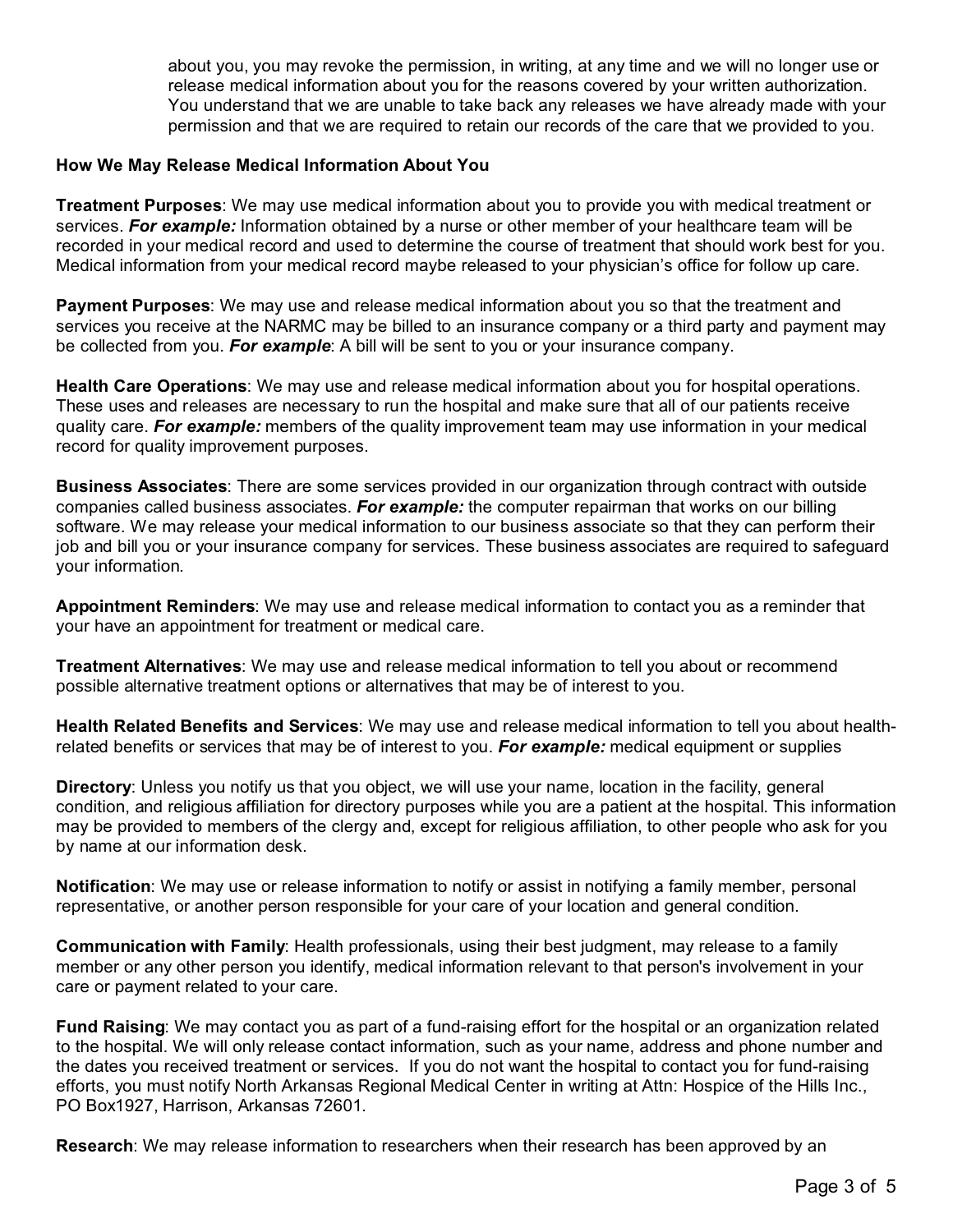about you, you may revoke the permission, in writing, at any time and we will no longer use or release medical information about you for the reasons covered by your written authorization. You understand that we are unable to take back any releases we have already made with your permission and that we are required to retain our records of the care that we provided to you.

**How We May Release Medical Information About You**

**Treatment Purposes**: We may use medical information about you to provide you with medical treatment or services. ***For example:*** Information obtained by a nurse or other member of your healthcare team will be recorded in your medical record and used to determine the course of treatment that should work best for you. Medical information from your medical record maybe released to your physician's office for follow up care.

**Payment Purposes**: We may use and release medical information about you so that the treatment and services you receive at the NARMC may be billed to an insurance company or a third party and payment may be collected from you. ***For example***: A bill will be sent to you or your insurance company.

**Health Care Operations**: We may use and release medical information about you for hospital operations. These uses and releases are necessary to run the hospital and make sure that all of our patients receive quality care. ***For example:*** members of the quality improvement team may use information in your medical record for quality improvement purposes.

**Business Associates**: There are some services provided in our organization through contract with outside companies called business associates. ***For example:*** the computer repairman that works on our billing software. We may release your medical information to our business associate so that they can perform their job and bill you or your insurance company for services. These business associates are required to safeguard your information.

**Appointment Reminders**: We may use and release medical information to contact you as a reminder that your have an appointment for treatment or medical care.

**Treatment Alternatives**: We may use and release medical information to tell you about or recommend possible alternative treatment options or alternatives that may be of interest to you.

**Health Related Benefits and Services**: We may use and release medical information to tell you about health-related benefits or services that may be of interest to you. ***For example:*** medical equipment or supplies

**Directory**: Unless you notify us that you object, we will use your name, location in the facility, general condition, and religious affiliation for directory purposes while you are a patient at the hospital. This information may be provided to members of the clergy and, except for religious affiliation, to other people who ask for you by name at our information desk.

**Notification**: We may use or release information to notify or assist in notifying a family member, personal representative, or another person responsible for your care of your location and general condition.

**Communication with Family**: Health professionals, using their best judgment, may release to a family member or any other person you identify, medical information relevant to that person's involvement in your care or payment related to your care.

**Fund Raising**: We may contact you as part of a fund-raising effort for the hospital or an organization related to the hospital. We will only release contact information, such as your name, address and phone number and the dates you received treatment or services. If you do not want the hospital to contact you for fund-raising efforts, you must notify North Arkansas Regional Medical Center in writing at Attn: Hospice of the Hills Inc., PO Box1927, Harrison, Arkansas 72601.

**Research**: We may release information to researchers when their research has been approved by an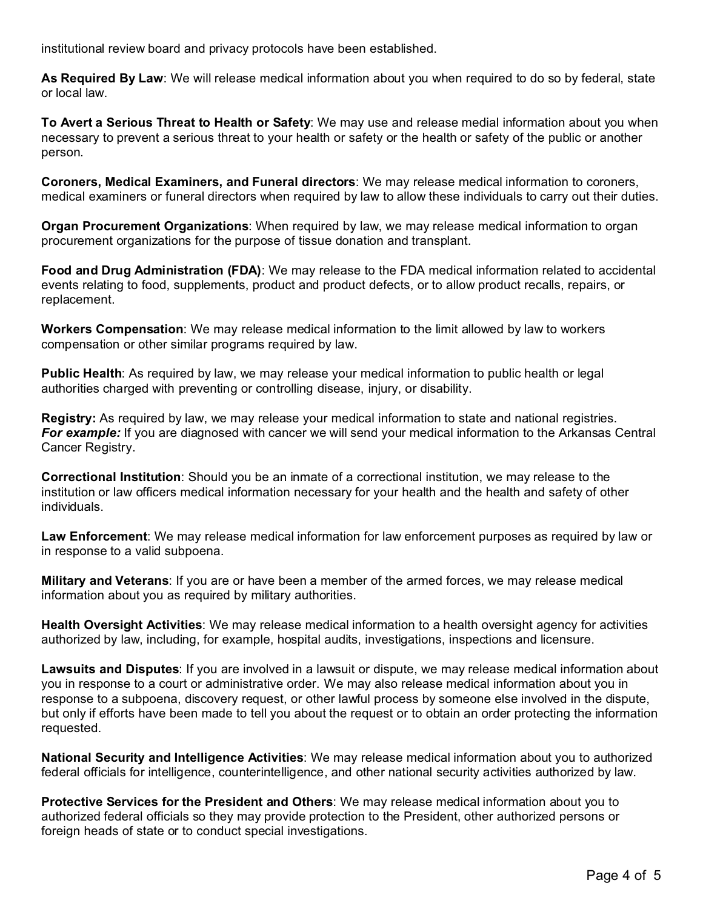institutional review board and privacy protocols have been established.

**As Required By Law**: We will release medical information about you when required to do so by federal, state or local law.

**To Avert a Serious Threat to Health or Safety**: We may use and release medial information about you when necessary to prevent a serious threat to your health or safety or the health or safety of the public or another person.

**Coroners, Medical Examiners, and Funeral directors**: We may release medical information to coroners, medical examiners or funeral directors when required by law to allow these individuals to carry out their duties.

**Organ Procurement Organizations**: When required by law, we may release medical information to organ procurement organizations for the purpose of tissue donation and transplant.

**Food and Drug Administration (FDA)**: We may release to the FDA medical information related to accidental events relating to food, supplements, product and product defects, or to allow product recalls, repairs, or replacement.

**Workers Compensation**: We may release medical information to the limit allowed by law to workers compensation or other similar programs required by law.

**Public Health**: As required by law, we may release your medical information to public health or legal authorities charged with preventing or controlling disease, injury, or disability.

**Registry:** As required by law, we may release your medical information to state and national registries. ***For example:*** If you are diagnosed with cancer we will send your medical information to the Arkansas Central Cancer Registry.

**Correctional Institution**: Should you be an inmate of a correctional institution, we may release to the institution or law officers medical information necessary for your health and the health and safety of other individuals.

**Law Enforcement**: We may release medical information for law enforcement purposes as required by law or in response to a valid subpoena.

**Military and Veterans**: If you are or have been a member of the armed forces, we may release medical information about you as required by military authorities.

**Health Oversight Activities**: We may release medical information to a health oversight agency for activities authorized by law, including, for example, hospital audits, investigations, inspections and licensure.

**Lawsuits and Disputes**: If you are involved in a lawsuit or dispute, we may release medical information about you in response to a court or administrative order. We may also release medical information about you in response to a subpoena, discovery request, or other lawful process by someone else involved in the dispute, but only if efforts have been made to tell you about the request or to obtain an order protecting the information requested.

**National Security and Intelligence Activities**: We may release medical information about you to authorized federal officials for intelligence, counterintelligence, and other national security activities authorized by law.

**Protective Services for the President and Others**: We may release medical information about you to authorized federal officials so they may provide protection to the President, other authorized persons or foreign heads of state or to conduct special investigations.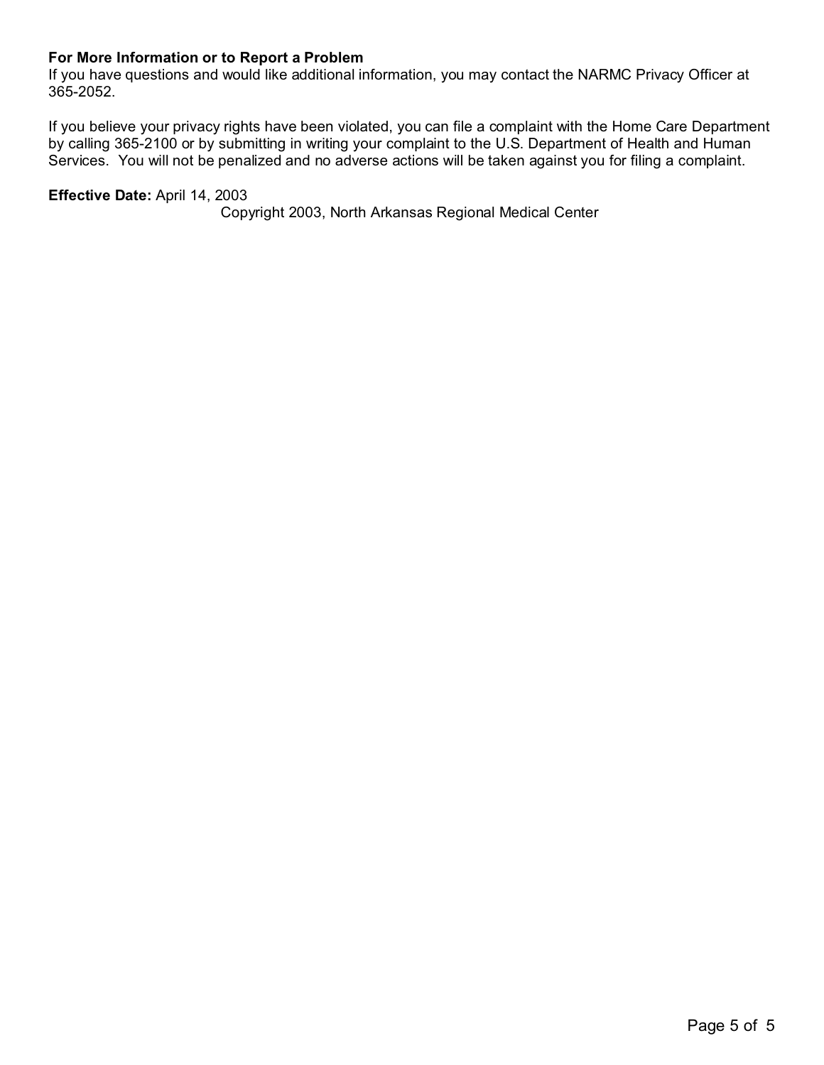**For More Information or to Report a Problem**
If you have questions and would like additional information, you may contact the NARMC Privacy Officer at 365-2052.

If you believe your privacy rights have been violated, you can file a complaint with the Home Care Department by calling 365-2100 or by submitting in writing your complaint to the U.S. Department of Health and Human Services. You will not be penalized and no adverse actions will be taken against you for filing a complaint.

**Effective Date:** April 14, 2003

Copyright 2003, North Arkansas Regional Medical Center